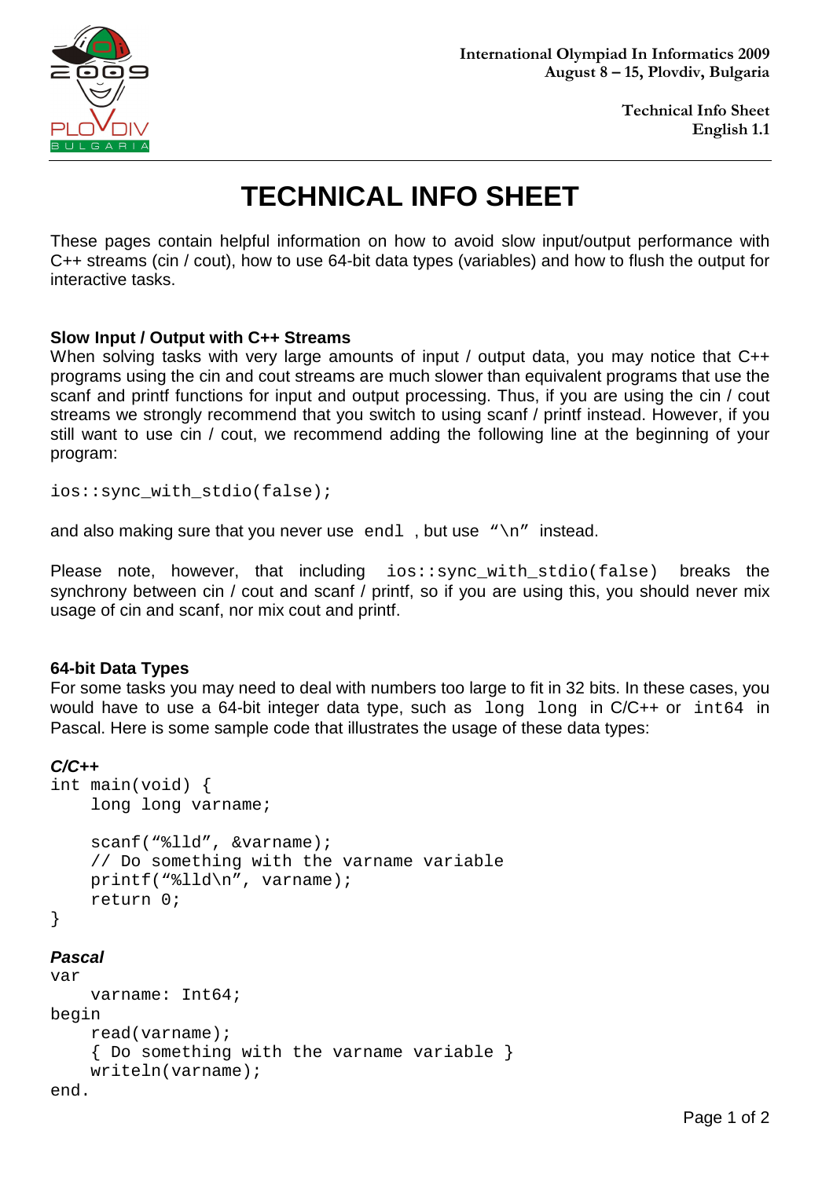International Olympiad In Informatics 2009
August 8 – 15, Plovdiv, Bulgaria

Technical Info Sheet
English 1.1

# TECHNICAL INFO SHEET

These pages contain helpful information on how to avoid slow input/output performance with C++ streams (cin / cout), how to use 64-bit data types (variables) and how to flush the output for interactive tasks.

### Slow Input / Output with C++ Streams

When solving tasks with very large amounts of input / output data, you may notice that C++ programs using the cin and cout streams are much slower than equivalent programs that use the scanf and printf functions for input and output processing. Thus, if you are using the cin / cout streams we strongly recommend that you switch to using scanf / printf instead. However, if you still want to use cin / cout, we recommend adding the following line at the beginning of your program:

```
ios::sync_with_stdio(false);
```

and also making sure that you never use `endl` , but use `“\n”` instead.

Please note, however, that including `ios::sync_with_stdio(false)` breaks the synchrony between cin / cout and scanf / printf, so if you are using this, you should never mix usage of cin and scanf, nor mix cout and printf.

### 64-bit Data Types

For some tasks you may need to deal with numbers too large to fit in 32 bits. In these cases, you would have to use a 64-bit integer data type, such as `long long` in C/C++ or `int64` in Pascal. Here is some sample code that illustrates the usage of these data types:

***C/C++***

```
int main(void) {
    long long varname;

    scanf(“%lld”, &varname);
    // Do something with the varname variable
    printf(“%lld\n”, varname);
    return 0;
}
```

***Pascal***

```
var
    varname: Int64;
begin
    read(varname);
    { Do something with the varname variable }
    writeln(varname);
end.
```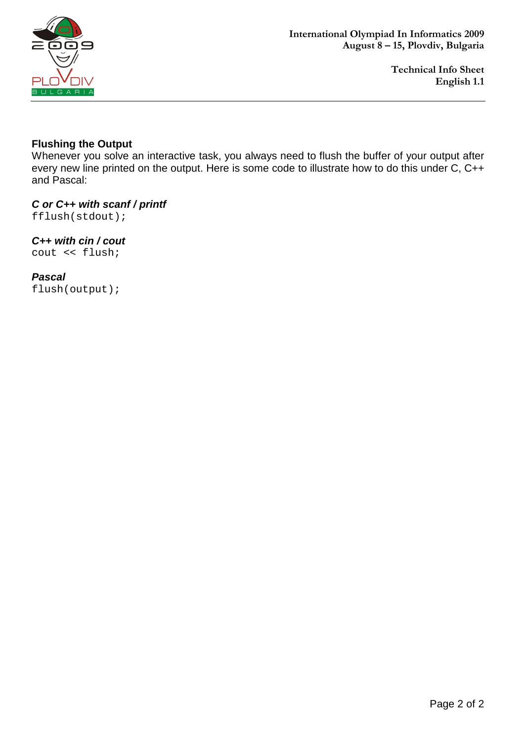## Flushing the Output

Whenever you solve an interactive task, you always need to flush the buffer of your output after every new line printed on the output. Here is some code to illustrate how to do this under C, C++ and Pascal:

***C or C++ with scanf / printf***

```
fflush(stdout);
```

***C++ with cin / cout***

```
cout << flush;
```

***Pascal***

```
flush(output);
```